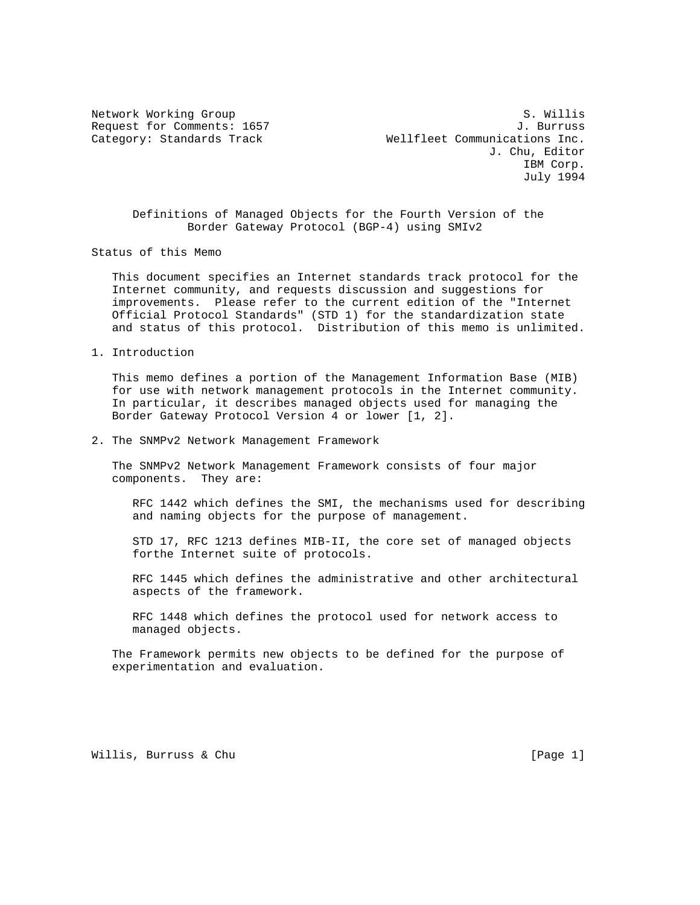Network Working Group S. Willis
Request for Comments: 1657 J. Burruss
Category: Standards Track Wellfleet Communications Inc.
J. Chu, Editor
IBM Corp.
July 1994

# Definitions of Managed Objects for the Fourth Version of the Border Gateway Protocol (BGP-4) using SMIv2

## Status of this Memo

This document specifies an Internet standards track protocol for the Internet community, and requests discussion and suggestions for improvements. Please refer to the current edition of the "Internet Official Protocol Standards" (STD 1) for the standardization state and status of this protocol. Distribution of this memo is unlimited.

## 1. Introduction

This memo defines a portion of the Management Information Base (MIB) for use with network management protocols in the Internet community. In particular, it describes managed objects used for managing the Border Gateway Protocol Version 4 or lower [1, 2].

## 2. The SNMPv2 Network Management Framework

The SNMPv2 Network Management Framework consists of four major components. They are:

RFC 1442 which defines the SMI, the mechanisms used for describing and naming objects for the purpose of management.

STD 17, RFC 1213 defines MIB-II, the core set of managed objects forthe Internet suite of protocols.

RFC 1445 which defines the administrative and other architectural aspects of the framework.

RFC 1448 which defines the protocol used for network access to managed objects.

The Framework permits new objects to be defined for the purpose of experimentation and evaluation.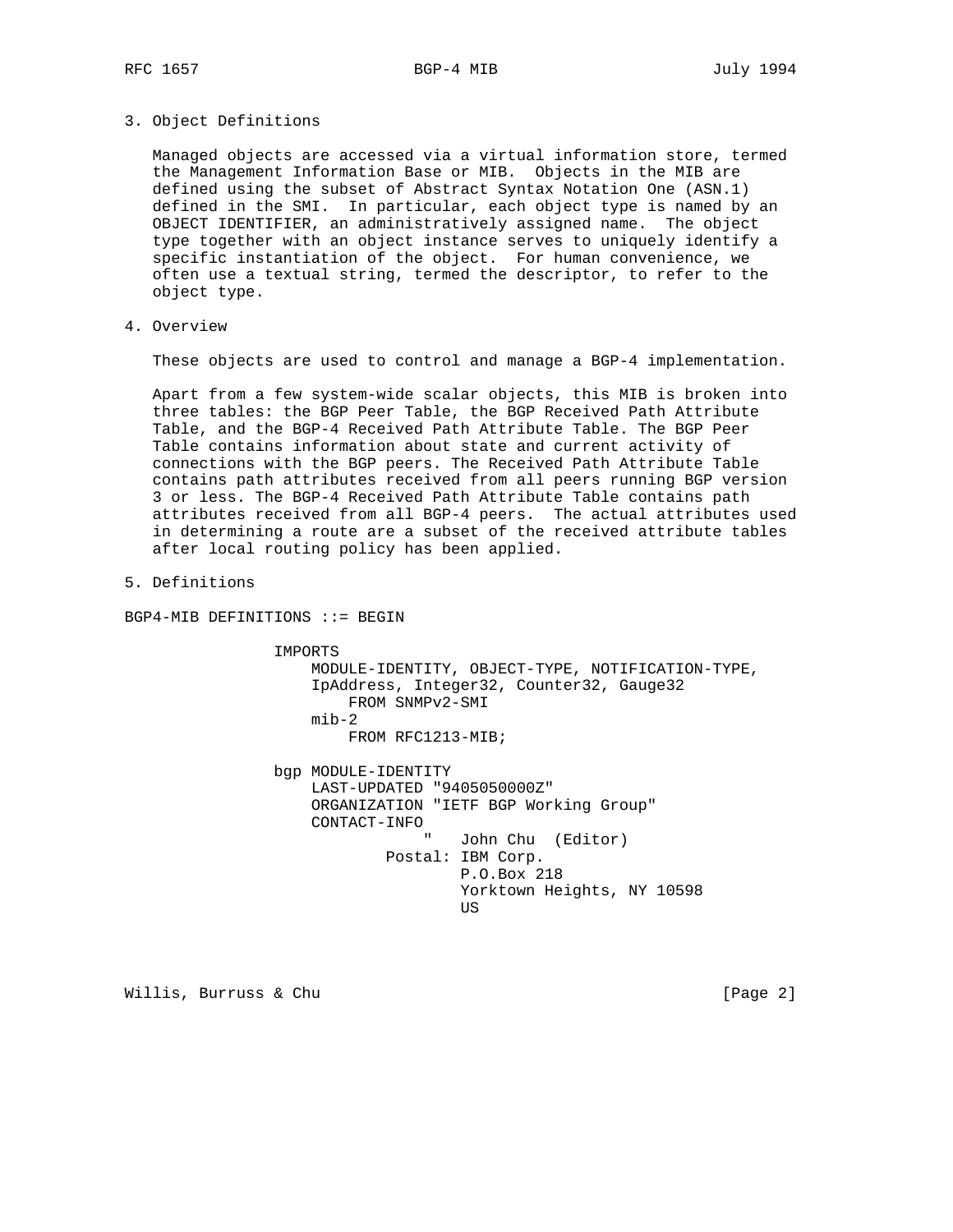## 3. Object Definitions

Managed objects are accessed via a virtual information store, termed the Management Information Base or MIB. Objects in the MIB are defined using the subset of Abstract Syntax Notation One (ASN.1) defined in the SMI. In particular, each object type is named by an OBJECT IDENTIFIER, an administratively assigned name. The object type together with an object instance serves to uniquely identify a specific instantiation of the object. For human convenience, we often use a textual string, termed the descriptor, to refer to the object type.

## 4. Overview

These objects are used to control and manage a BGP-4 implementation.

Apart from a few system-wide scalar objects, this MIB is broken into three tables: the BGP Peer Table, the BGP Received Path Attribute Table, and the BGP-4 Received Path Attribute Table. The BGP Peer Table contains information about state and current activity of connections with the BGP peers. The Received Path Attribute Table contains path attributes received from all peers running BGP version 3 or less. The BGP-4 Received Path Attribute Table contains path attributes received from all BGP-4 peers. The actual attributes used in determining a route are a subset of the received attribute tables after local routing policy has been applied.

## 5. Definitions

```
BGP4-MIB DEFINITIONS ::= BEGIN

                IMPORTS
                    MODULE-IDENTITY, OBJECT-TYPE, NOTIFICATION-TYPE,
                    IpAddress, Integer32, Counter32, Gauge32
                        FROM SNMPv2-SMI
                    mib-2
                        FROM RFC1213-MIB;

                bgp MODULE-IDENTITY
                    LAST-UPDATED "9405050000Z"
                    ORGANIZATION "IETF BGP Working Group"
                    CONTACT-INFO
                              "   John Chu  (Editor)
                          Postal: IBM Corp.
                                  P.O.Box 218
                                  Yorktown Heights, NY 10598
                                  US
```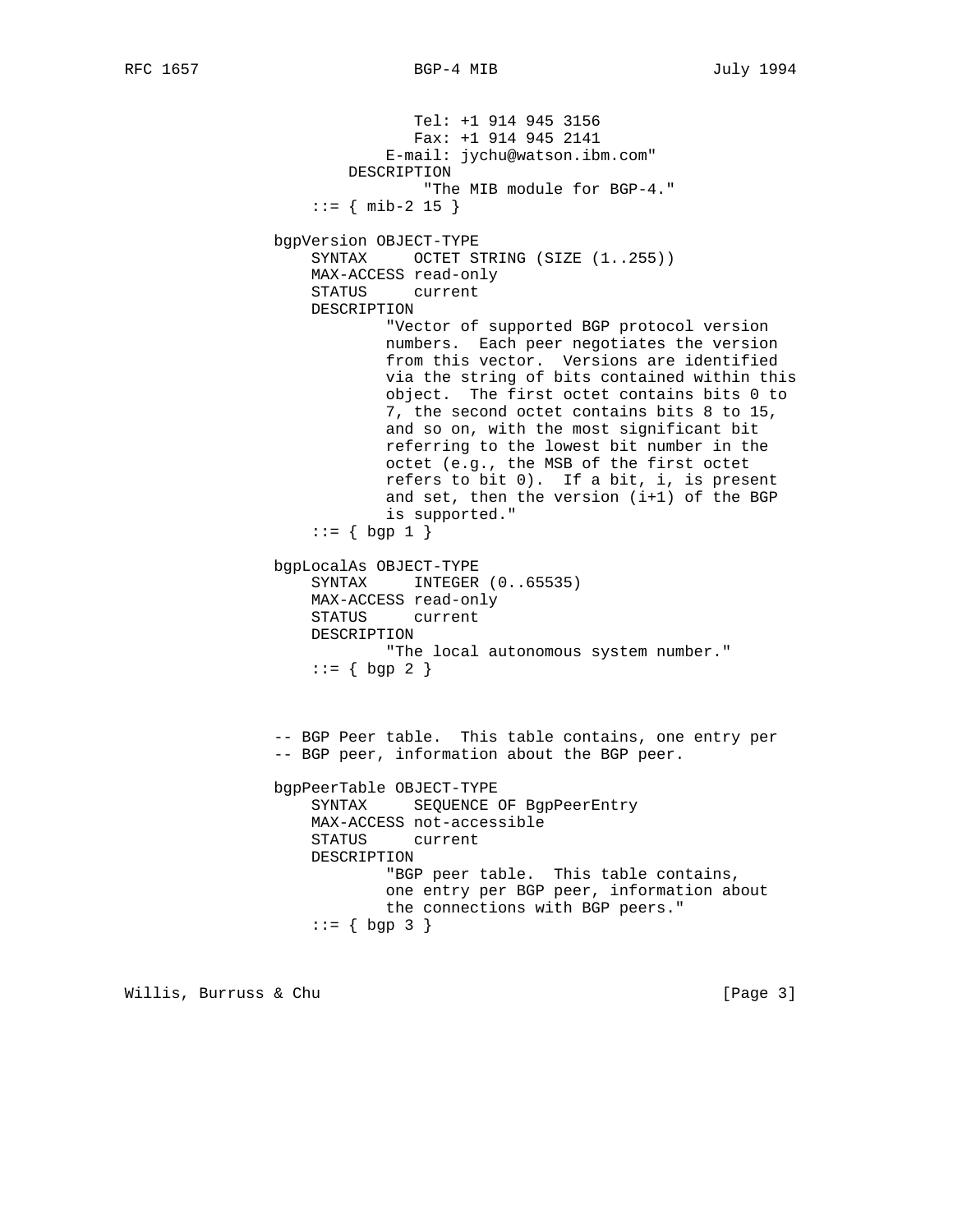```
                       Tel: +1 914 945 3156
                       Fax: +1 914 945 2141
                    E-mail: jychu@watson.ibm.com"
                DESCRIPTION
                        "The MIB module for BGP-4."
            ::= { mib-2 15 }

        bgpVersion OBJECT-TYPE
            SYNTAX     OCTET STRING (SIZE (1..255))
            MAX-ACCESS read-only
            STATUS     current
            DESCRIPTION
                    "Vector of supported BGP protocol version
                    numbers.  Each peer negotiates the version
                    from this vector.  Versions are identified
                    via the string of bits contained within this
                    object.  The first octet contains bits 0 to
                    7, the second octet contains bits 8 to 15,
                    and so on, with the most significant bit
                    referring to the lowest bit number in the
                    octet (e.g., the MSB of the first octet
                    refers to bit 0).  If a bit, i, is present
                    and set, then the version (i+1) of the BGP
                    is supported."
            ::= { bgp 1 }

        bgpLocalAs OBJECT-TYPE
            SYNTAX     INTEGER (0..65535)
            MAX-ACCESS read-only
            STATUS     current
            DESCRIPTION
                    "The local autonomous system number."
            ::= { bgp 2 }



        -- BGP Peer table.  This table contains, one entry per
        -- BGP peer, information about the BGP peer.

        bgpPeerTable OBJECT-TYPE
            SYNTAX     SEQUENCE OF BgpPeerEntry
            MAX-ACCESS not-accessible
            STATUS     current
            DESCRIPTION
                    "BGP peer table.  This table contains,
                    one entry per BGP peer, information about
                    the connections with BGP peers."
            ::= { bgp 3 }
```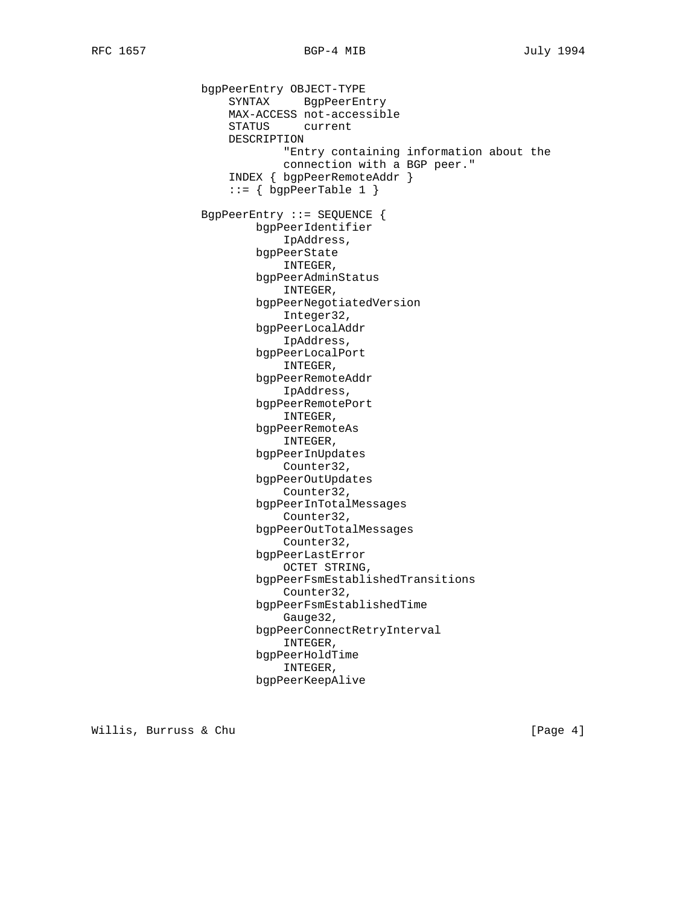```
bgpPeerEntry OBJECT-TYPE
    SYNTAX     BgpPeerEntry
    MAX-ACCESS not-accessible
    STATUS     current
    DESCRIPTION
            "Entry containing information about the
            connection with a BGP peer."
    INDEX { bgpPeerRemoteAddr }
    ::= { bgpPeerTable 1 }

BgpPeerEntry ::= SEQUENCE {
        bgpPeerIdentifier
            IpAddress,
        bgpPeerState
            INTEGER,
        bgpPeerAdminStatus
            INTEGER,
        bgpPeerNegotiatedVersion
            Integer32,
        bgpPeerLocalAddr
            IpAddress,
        bgpPeerLocalPort
            INTEGER,
        bgpPeerRemoteAddr
            IpAddress,
        bgpPeerRemotePort
            INTEGER,
        bgpPeerRemoteAs
            INTEGER,
        bgpPeerInUpdates
            Counter32,
        bgpPeerOutUpdates
            Counter32,
        bgpPeerInTotalMessages
            Counter32,
        bgpPeerOutTotalMessages
            Counter32,
        bgpPeerLastError
            OCTET STRING,
        bgpPeerFsmEstablishedTransitions
            Counter32,
        bgpPeerFsmEstablishedTime
            Gauge32,
        bgpPeerConnectRetryInterval
            INTEGER,
        bgpPeerHoldTime
            INTEGER,
        bgpPeerKeepAlive
```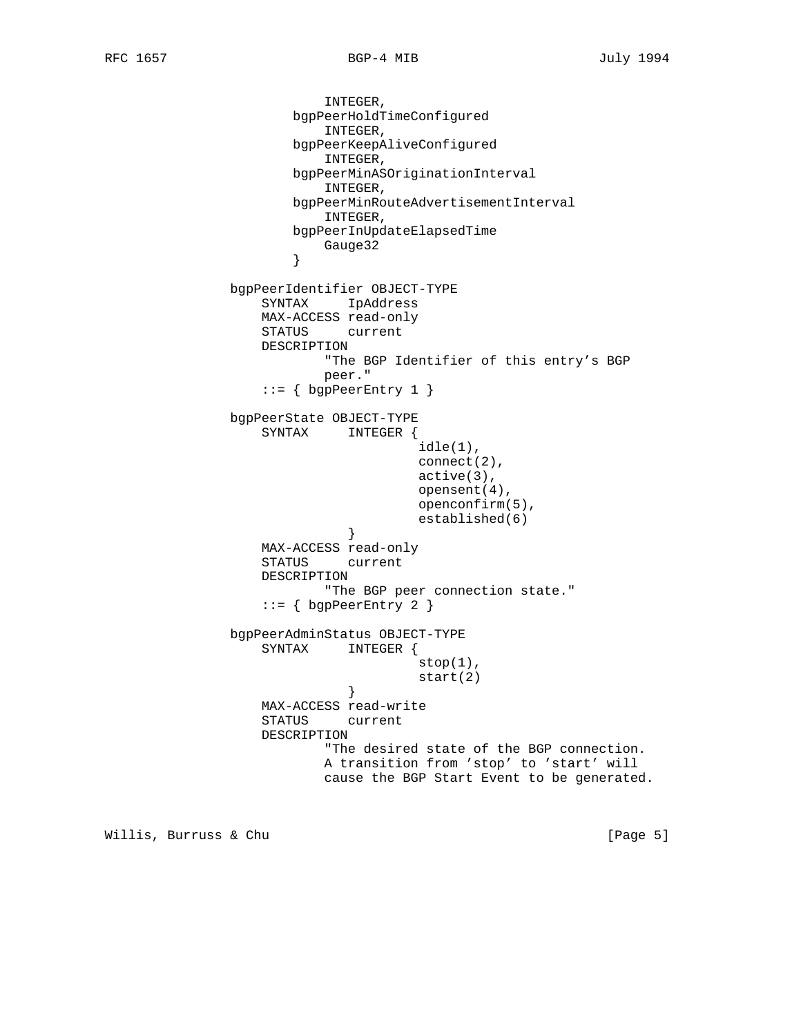```
                        INTEGER,
                    bgpPeerHoldTimeConfigured
                        INTEGER,
                    bgpPeerKeepAliveConfigured
                        INTEGER,
                    bgpPeerMinASOriginationInterval
                        INTEGER,
                    bgpPeerMinRouteAdvertisementInterval
                        INTEGER,
                    bgpPeerInUpdateElapsedTime
                        Gauge32
                    }

            bgpPeerIdentifier OBJECT-TYPE
                SYNTAX     IpAddress
                MAX-ACCESS read-only
                STATUS     current
                DESCRIPTION
                        "The BGP Identifier of this entry's BGP
                        peer."
                ::= { bgpPeerEntry 1 }

            bgpPeerState OBJECT-TYPE
                SYNTAX     INTEGER {
                                idle(1),
                                connect(2),
                                active(3),
                                opensent(4),
                                openconfirm(5),
                                established(6)
                        }
                MAX-ACCESS read-only
                STATUS     current
                DESCRIPTION
                        "The BGP peer connection state."
                ::= { bgpPeerEntry 2 }

            bgpPeerAdminStatus OBJECT-TYPE
                SYNTAX     INTEGER {
                                stop(1),
                                start(2)
                        }
                MAX-ACCESS read-write
                STATUS     current
                DESCRIPTION
                        "The desired state of the BGP connection.
                        A transition from 'stop' to 'start' will
                        cause the BGP Start Event to be generated.
```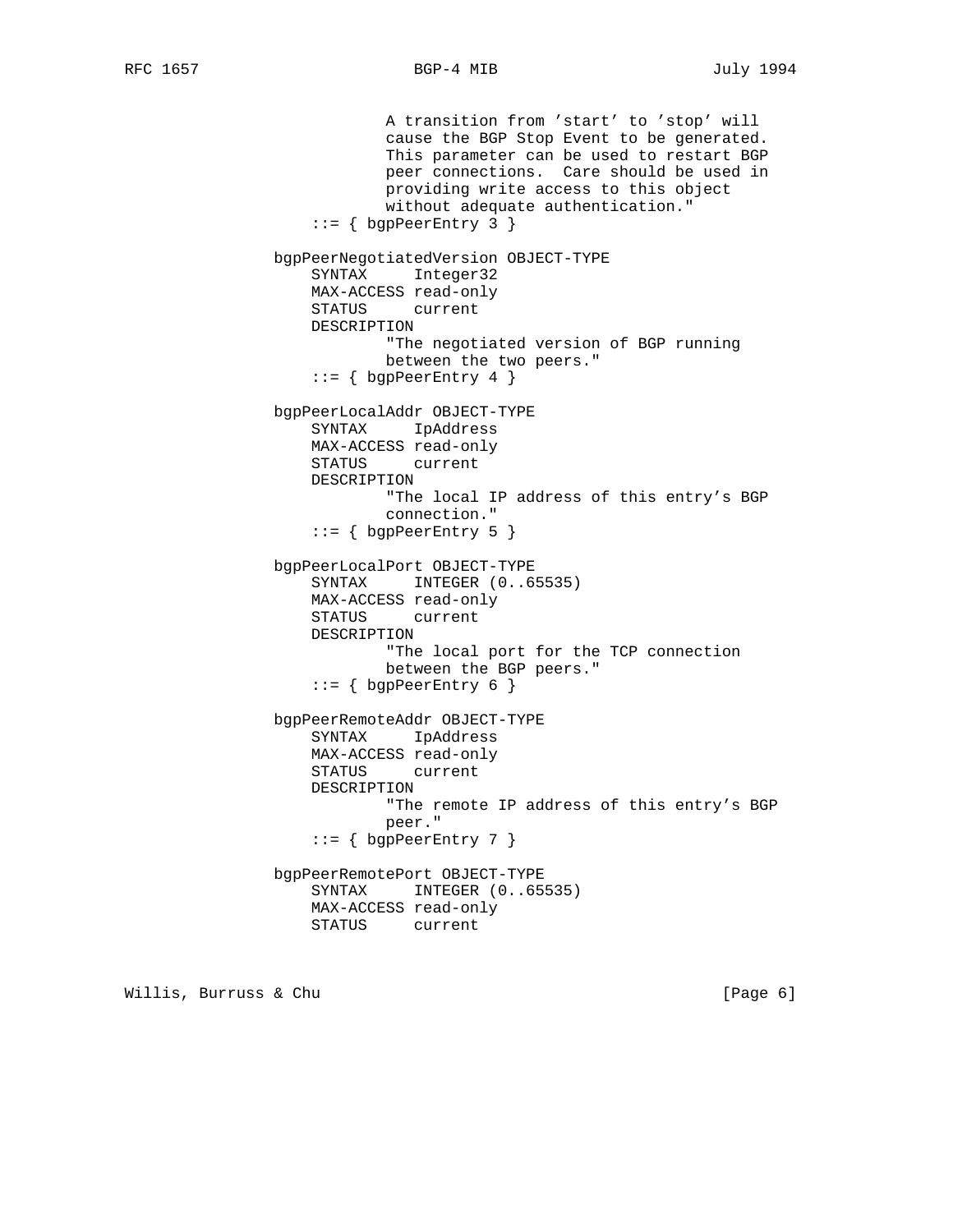```
                     A transition from 'start' to 'stop' will
                     cause the BGP Stop Event to be generated.
                     This parameter can be used to restart BGP
                     peer connections.  Care should be used in
                     providing write access to this object
                     without adequate authentication."
             ::= { bgpPeerEntry 3 }

         bgpPeerNegotiatedVersion OBJECT-TYPE
             SYNTAX     Integer32
             MAX-ACCESS read-only
             STATUS     current
             DESCRIPTION
                     "The negotiated version of BGP running
                     between the two peers."
             ::= { bgpPeerEntry 4 }

         bgpPeerLocalAddr OBJECT-TYPE
             SYNTAX     IpAddress
             MAX-ACCESS read-only
             STATUS     current
             DESCRIPTION
                     "The local IP address of this entry's BGP
                     connection."
             ::= { bgpPeerEntry 5 }

         bgpPeerLocalPort OBJECT-TYPE
             SYNTAX     INTEGER (0..65535)
             MAX-ACCESS read-only
             STATUS     current
             DESCRIPTION
                     "The local port for the TCP connection
                     between the BGP peers."
             ::= { bgpPeerEntry 6 }

         bgpPeerRemoteAddr OBJECT-TYPE
             SYNTAX     IpAddress
             MAX-ACCESS read-only
             STATUS     current
             DESCRIPTION
                     "The remote IP address of this entry's BGP
                     peer."
             ::= { bgpPeerEntry 7 }

         bgpPeerRemotePort OBJECT-TYPE
             SYNTAX     INTEGER (0..65535)
             MAX-ACCESS read-only
             STATUS     current
```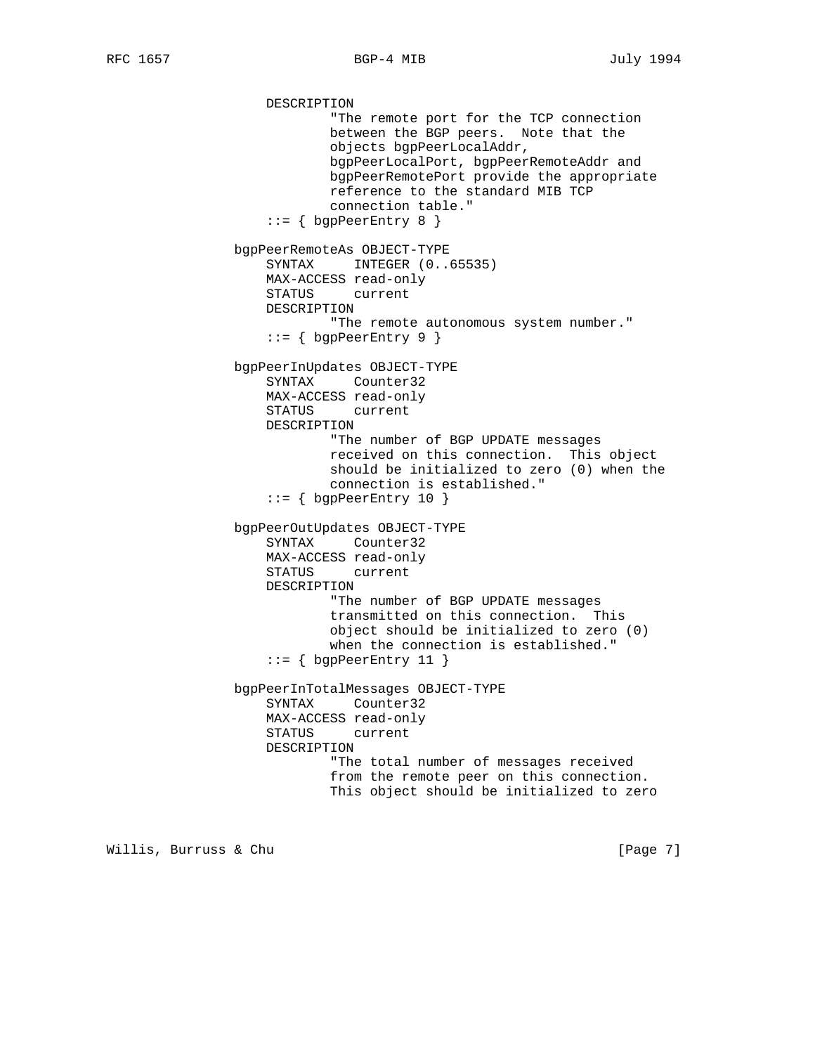```
                   DESCRIPTION
                           "The remote port for the TCP connection
                           between the BGP peers.  Note that the
                           objects bgpPeerLocalAddr,
                           bgpPeerLocalPort, bgpPeerRemoteAddr and
                           bgpPeerRemotePort provide the appropriate
                           reference to the standard MIB TCP
                           connection table."
                   ::= { bgpPeerEntry 8 }

               bgpPeerRemoteAs OBJECT-TYPE
                   SYNTAX     INTEGER (0..65535)
                   MAX-ACCESS read-only
                   STATUS     current
                   DESCRIPTION
                           "The remote autonomous system number."
                   ::= { bgpPeerEntry 9 }

               bgpPeerInUpdates OBJECT-TYPE
                   SYNTAX     Counter32
                   MAX-ACCESS read-only
                   STATUS     current
                   DESCRIPTION
                           "The number of BGP UPDATE messages
                           received on this connection.  This object
                           should be initialized to zero (0) when the
                           connection is established."
                   ::= { bgpPeerEntry 10 }

               bgpPeerOutUpdates OBJECT-TYPE
                   SYNTAX     Counter32
                   MAX-ACCESS read-only
                   STATUS     current
                   DESCRIPTION
                           "The number of BGP UPDATE messages
                           transmitted on this connection.  This
                           object should be initialized to zero (0)
                           when the connection is established."
                   ::= { bgpPeerEntry 11 }

               bgpPeerInTotalMessages OBJECT-TYPE
                   SYNTAX     Counter32
                   MAX-ACCESS read-only
                   STATUS     current
                   DESCRIPTION
                           "The total number of messages received
                           from the remote peer on this connection.
                           This object should be initialized to zero
```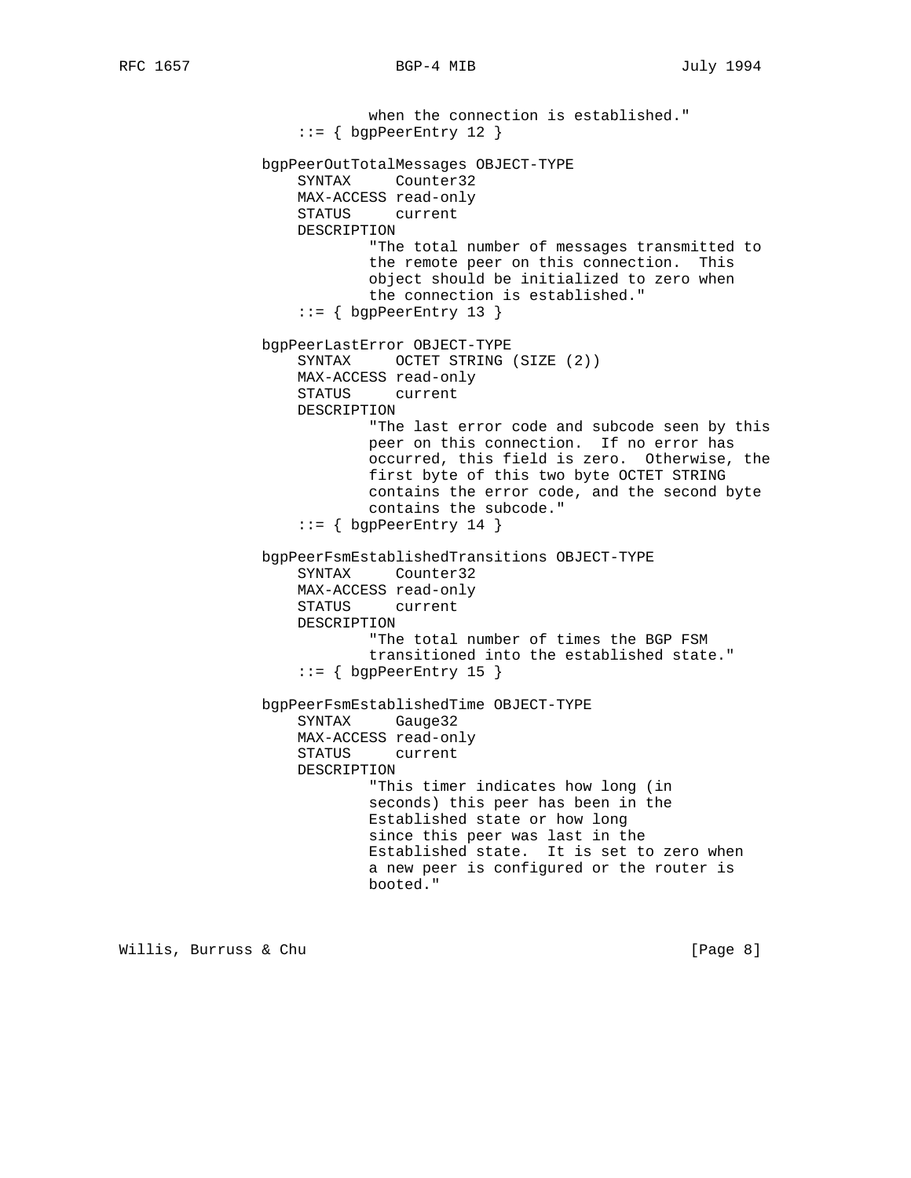```
                       when the connection is established."
               ::= { bgpPeerEntry 12 }

           bgpPeerOutTotalMessages OBJECT-TYPE
               SYNTAX     Counter32
               MAX-ACCESS read-only
               STATUS     current
               DESCRIPTION
                       "The total number of messages transmitted to
                       the remote peer on this connection.  This
                       object should be initialized to zero when
                       the connection is established."
               ::= { bgpPeerEntry 13 }

           bgpPeerLastError OBJECT-TYPE
               SYNTAX     OCTET STRING (SIZE (2))
               MAX-ACCESS read-only
               STATUS     current
               DESCRIPTION
                       "The last error code and subcode seen by this
                       peer on this connection.  If no error has
                       occurred, this field is zero.  Otherwise, the
                       first byte of this two byte OCTET STRING
                       contains the error code, and the second byte
                       contains the subcode."
               ::= { bgpPeerEntry 14 }

           bgpPeerFsmEstablishedTransitions OBJECT-TYPE
               SYNTAX     Counter32
               MAX-ACCESS read-only
               STATUS     current
               DESCRIPTION
                       "The total number of times the BGP FSM
                       transitioned into the established state."
               ::= { bgpPeerEntry 15 }

           bgpPeerFsmEstablishedTime OBJECT-TYPE
               SYNTAX     Gauge32
               MAX-ACCESS read-only
               STATUS     current
               DESCRIPTION
                       "This timer indicates how long (in
                       seconds) this peer has been in the
                       Established state or how long
                       since this peer was last in the
                       Established state.  It is set to zero when
                       a new peer is configured or the router is
                       booted."
```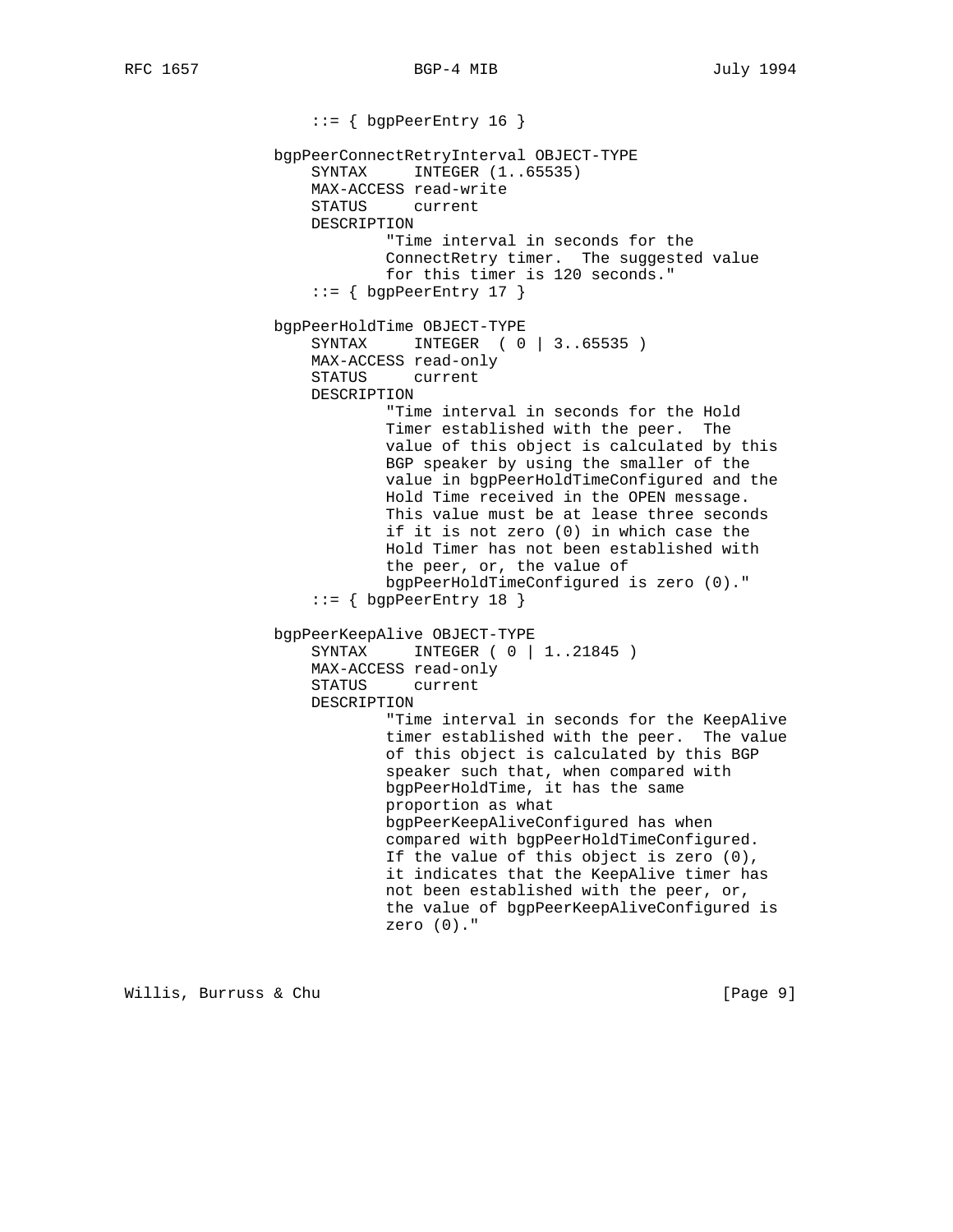```
        ::= { bgpPeerEntry 16 }

    bgpPeerConnectRetryInterval OBJECT-TYPE
        SYNTAX     INTEGER (1..65535)
        MAX-ACCESS read-write
        STATUS     current
        DESCRIPTION
                "Time interval in seconds for the
                ConnectRetry timer.  The suggested value
                for this timer is 120 seconds."
        ::= { bgpPeerEntry 17 }

    bgpPeerHoldTime OBJECT-TYPE
        SYNTAX     INTEGER  ( 0 | 3..65535 )
        MAX-ACCESS read-only
        STATUS     current
        DESCRIPTION
                "Time interval in seconds for the Hold
                Timer established with the peer.  The
                value of this object is calculated by this
                BGP speaker by using the smaller of the
                value in bgpPeerHoldTimeConfigured and the
                Hold Time received in the OPEN message.
                This value must be at lease three seconds
                if it is not zero (0) in which case the
                Hold Timer has not been established with
                the peer, or, the value of
                bgpPeerHoldTimeConfigured is zero (0)."
        ::= { bgpPeerEntry 18 }

    bgpPeerKeepAlive OBJECT-TYPE
        SYNTAX     INTEGER ( 0 | 1..21845 )
        MAX-ACCESS read-only
        STATUS     current
        DESCRIPTION
                "Time interval in seconds for the KeepAlive
                timer established with the peer.  The value
                of this object is calculated by this BGP
                speaker such that, when compared with
                bgpPeerHoldTime, it has the same
                proportion as what
                bgpPeerKeepAliveConfigured has when
                compared with bgpPeerHoldTimeConfigured.
                If the value of this object is zero (0),
                it indicates that the KeepAlive timer has
                not been established with the peer, or,
                the value of bgpPeerKeepAliveConfigured is
                zero (0)."
```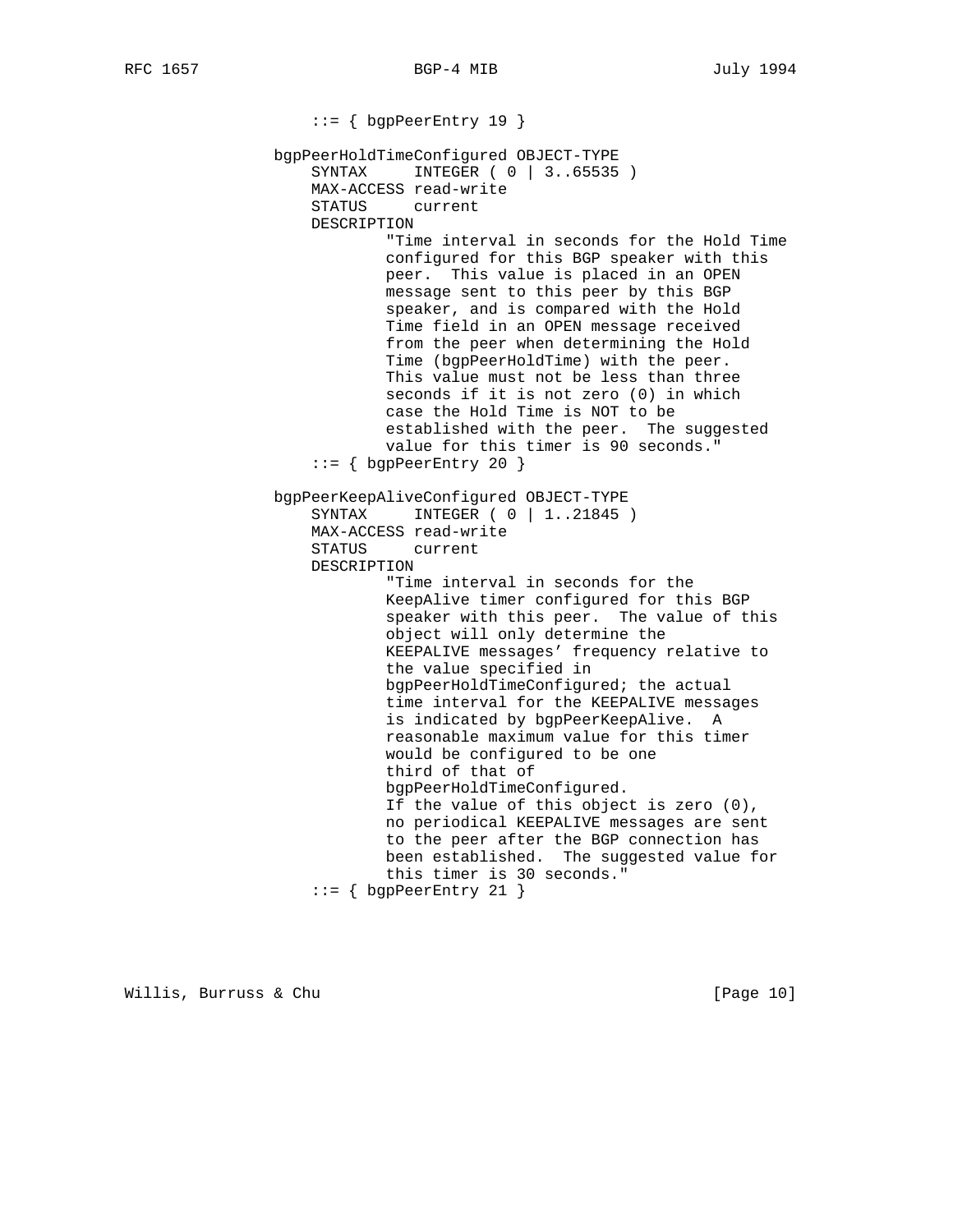```
                  ::= { bgpPeerEntry 19 }

              bgpPeerHoldTimeConfigured OBJECT-TYPE
                  SYNTAX     INTEGER ( 0 | 3..65535 )
                  MAX-ACCESS read-write
                  STATUS     current
                  DESCRIPTION
                          "Time interval in seconds for the Hold Time
                          configured for this BGP speaker with this
                          peer.  This value is placed in an OPEN
                          message sent to this peer by this BGP
                          speaker, and is compared with the Hold
                          Time field in an OPEN message received
                          from the peer when determining the Hold
                          Time (bgpPeerHoldTime) with the peer.
                          This value must not be less than three
                          seconds if it is not zero (0) in which
                          case the Hold Time is NOT to be
                          established with the peer.  The suggested
                          value for this timer is 90 seconds."
                  ::= { bgpPeerEntry 20 }

              bgpPeerKeepAliveConfigured OBJECT-TYPE
                  SYNTAX     INTEGER ( 0 | 1..21845 )
                  MAX-ACCESS read-write
                  STATUS     current
                  DESCRIPTION
                          "Time interval in seconds for the
                          KeepAlive timer configured for this BGP
                          speaker with this peer.  The value of this
                          object will only determine the
                          KEEPALIVE messages' frequency relative to
                          the value specified in
                          bgpPeerHoldTimeConfigured; the actual
                          time interval for the KEEPALIVE messages
                          is indicated by bgpPeerKeepAlive.  A
                          reasonable maximum value for this timer
                          would be configured to be one
                          third of that of
                          bgpPeerHoldTimeConfigured.
                          If the value of this object is zero (0),
                          no periodical KEEPALIVE messages are sent
                          to the peer after the BGP connection has
                          been established.  The suggested value for
                          this timer is 30 seconds."
                  ::= { bgpPeerEntry 21 }
```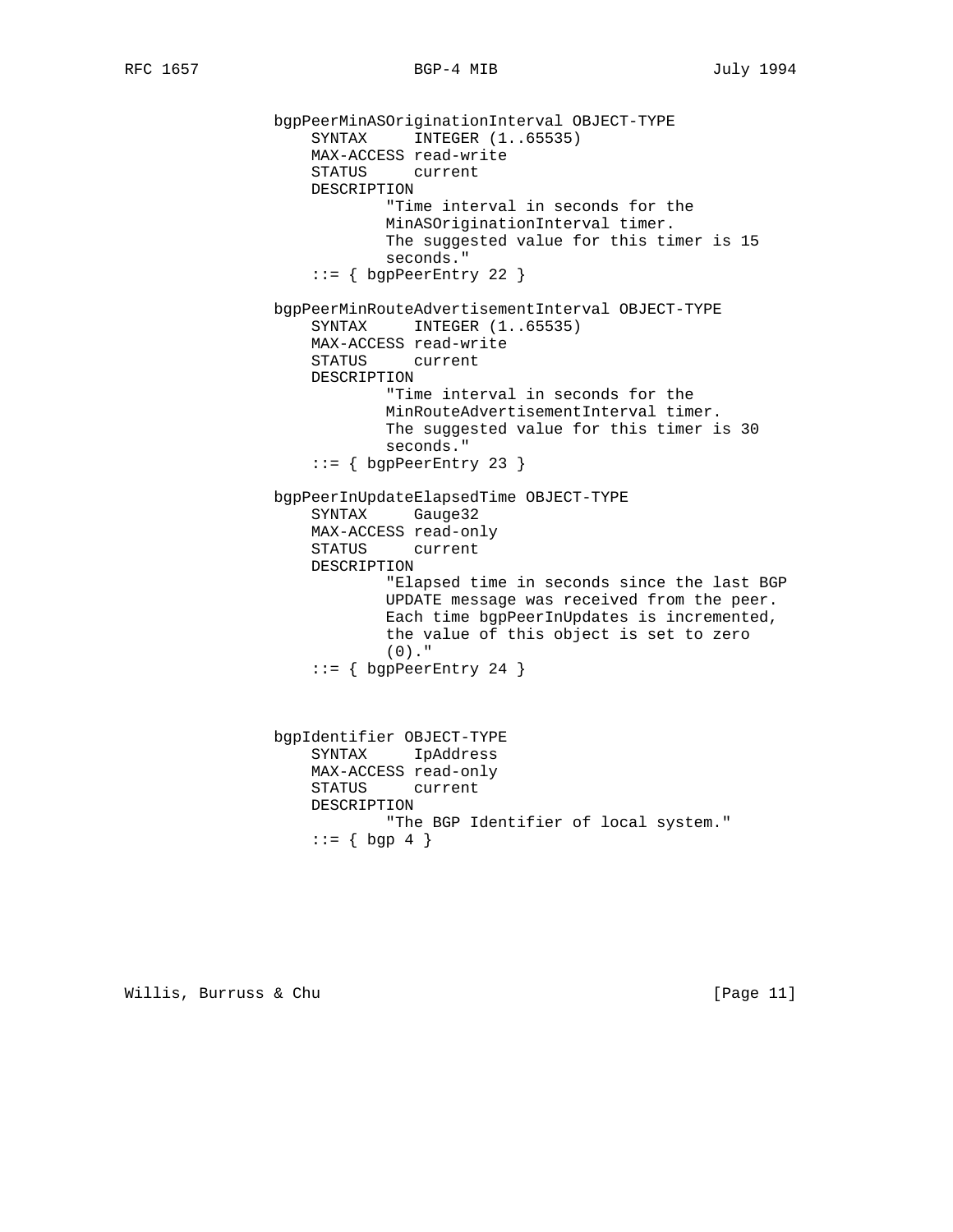```
bgpPeerMinASOriginationInterval OBJECT-TYPE
    SYNTAX     INTEGER (1..65535)
    MAX-ACCESS read-write
    STATUS     current
    DESCRIPTION
            "Time interval in seconds for the
            MinASOriginationInterval timer.
            The suggested value for this timer is 15
            seconds."
    ::= { bgpPeerEntry 22 }

bgpPeerMinRouteAdvertisementInterval OBJECT-TYPE
    SYNTAX     INTEGER (1..65535)
    MAX-ACCESS read-write
    STATUS     current
    DESCRIPTION
            "Time interval in seconds for the
            MinRouteAdvertisementInterval timer.
            The suggested value for this timer is 30
            seconds."
    ::= { bgpPeerEntry 23 }

bgpPeerInUpdateElapsedTime OBJECT-TYPE
    SYNTAX     Gauge32
    MAX-ACCESS read-only
    STATUS     current
    DESCRIPTION
            "Elapsed time in seconds since the last BGP
            UPDATE message was received from the peer.
            Each time bgpPeerInUpdates is incremented,
            the value of this object is set to zero
            (0)."
    ::= { bgpPeerEntry 24 }



bgpIdentifier OBJECT-TYPE
    SYNTAX     IpAddress
    MAX-ACCESS read-only
    STATUS     current
    DESCRIPTION
            "The BGP Identifier of local system."
    ::= { bgp 4 }
```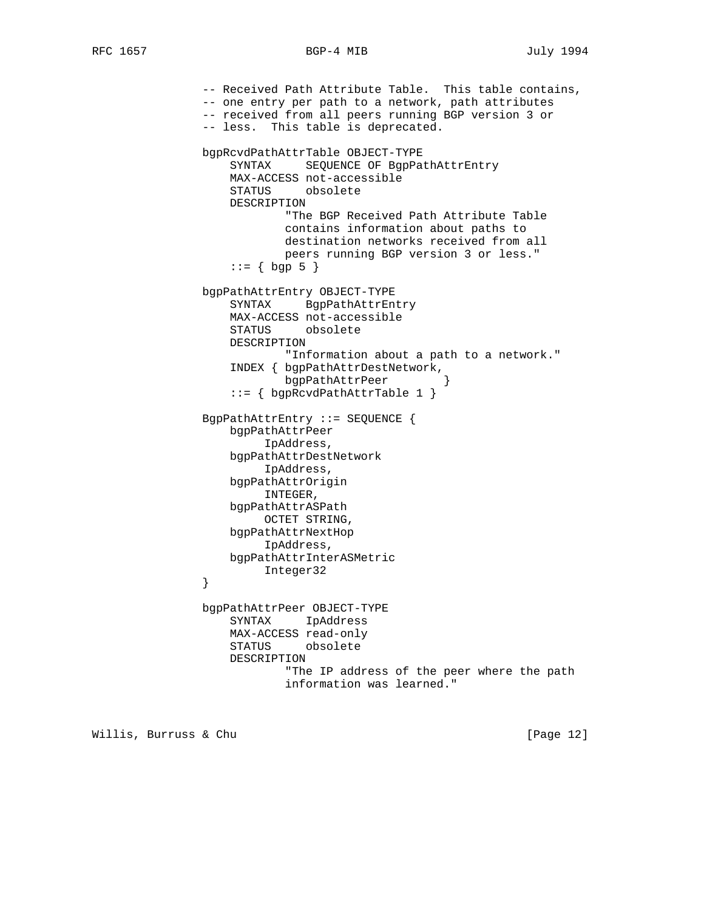```
-- Received Path Attribute Table.  This table contains,
-- one entry per path to a network, path attributes
-- received from all peers running BGP version 3 or
-- less.  This table is deprecated.

bgpRcvdPathAttrTable OBJECT-TYPE
    SYNTAX     SEQUENCE OF BgpPathAttrEntry
    MAX-ACCESS not-accessible
    STATUS     obsolete
    DESCRIPTION
            "The BGP Received Path Attribute Table
            contains information about paths to
            destination networks received from all
            peers running BGP version 3 or less."
    ::= { bgp 5 }

bgpPathAttrEntry OBJECT-TYPE
    SYNTAX     BgpPathAttrEntry
    MAX-ACCESS not-accessible
    STATUS     obsolete
    DESCRIPTION
            "Information about a path to a network."
    INDEX { bgpPathAttrDestNetwork,
            bgpPathAttrPeer        }
    ::= { bgpRcvdPathAttrTable 1 }

BgpPathAttrEntry ::= SEQUENCE {
    bgpPathAttrPeer
         IpAddress,
    bgpPathAttrDestNetwork
         IpAddress,
    bgpPathAttrOrigin
         INTEGER,
    bgpPathAttrASPath
         OCTET STRING,
    bgpPathAttrNextHop
         IpAddress,
    bgpPathAttrInterASMetric
         Integer32
}

bgpPathAttrPeer OBJECT-TYPE
    SYNTAX     IpAddress
    MAX-ACCESS read-only
    STATUS     obsolete
    DESCRIPTION
            "The IP address of the peer where the path
            information was learned."
```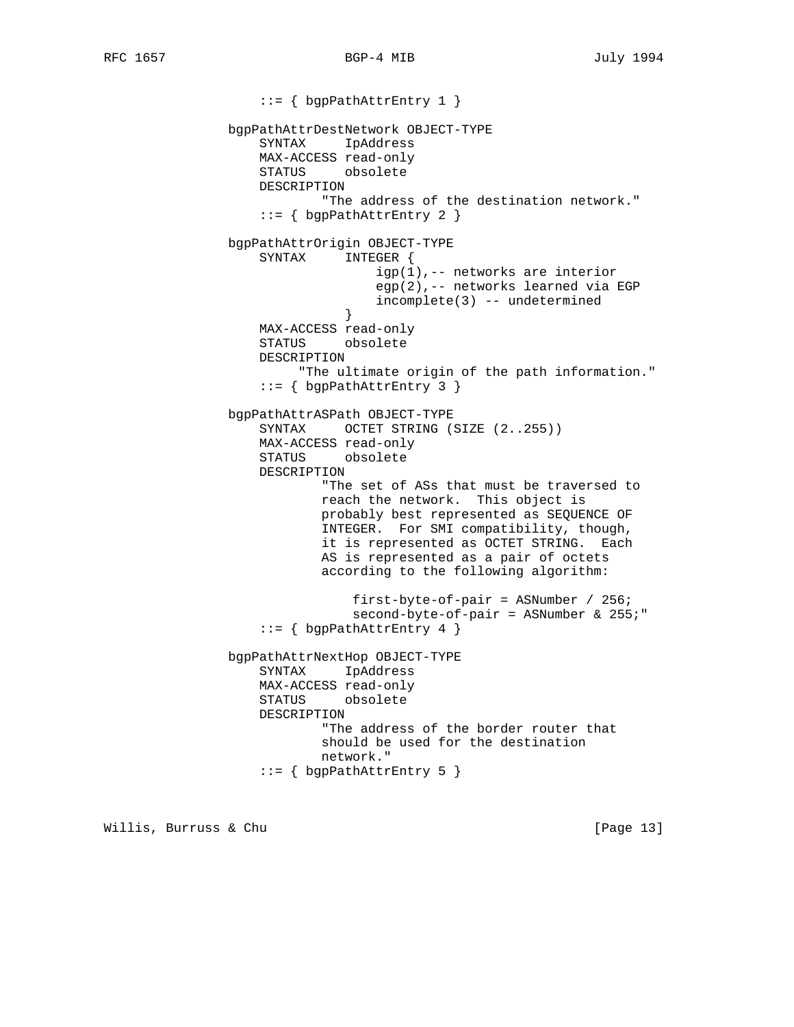```
                    ::= { bgpPathAttrEntry 1 }

                bgpPathAttrDestNetwork OBJECT-TYPE
                    SYNTAX     IpAddress
                    MAX-ACCESS read-only
                    STATUS     obsolete
                    DESCRIPTION
                            "The address of the destination network."
                    ::= { bgpPathAttrEntry 2 }

                bgpPathAttrOrigin OBJECT-TYPE
                    SYNTAX     INTEGER {
                                   igp(1),-- networks are interior
                                   egp(2),-- networks learned via EGP
                                   incomplete(3) -- undetermined
                               }
                    MAX-ACCESS read-only
                    STATUS     obsolete
                    DESCRIPTION
                         "The ultimate origin of the path information."
                    ::= { bgpPathAttrEntry 3 }

                bgpPathAttrASPath OBJECT-TYPE
                    SYNTAX     OCTET STRING (SIZE (2..255))
                    MAX-ACCESS read-only
                    STATUS     obsolete
                    DESCRIPTION
                            "The set of ASs that must be traversed to
                            reach the network.  This object is
                            probably best represented as SEQUENCE OF
                            INTEGER.  For SMI compatibility, though,
                            it is represented as OCTET STRING.  Each
                            AS is represented as a pair of octets
                            according to the following algorithm:

                                first-byte-of-pair = ASNumber / 256;
                                second-byte-of-pair = ASNumber & 255;"
                    ::= { bgpPathAttrEntry 4 }

                bgpPathAttrNextHop OBJECT-TYPE
                    SYNTAX     IpAddress
                    MAX-ACCESS read-only
                    STATUS     obsolete
                    DESCRIPTION
                            "The address of the border router that
                            should be used for the destination
                            network."
                    ::= { bgpPathAttrEntry 5 }
```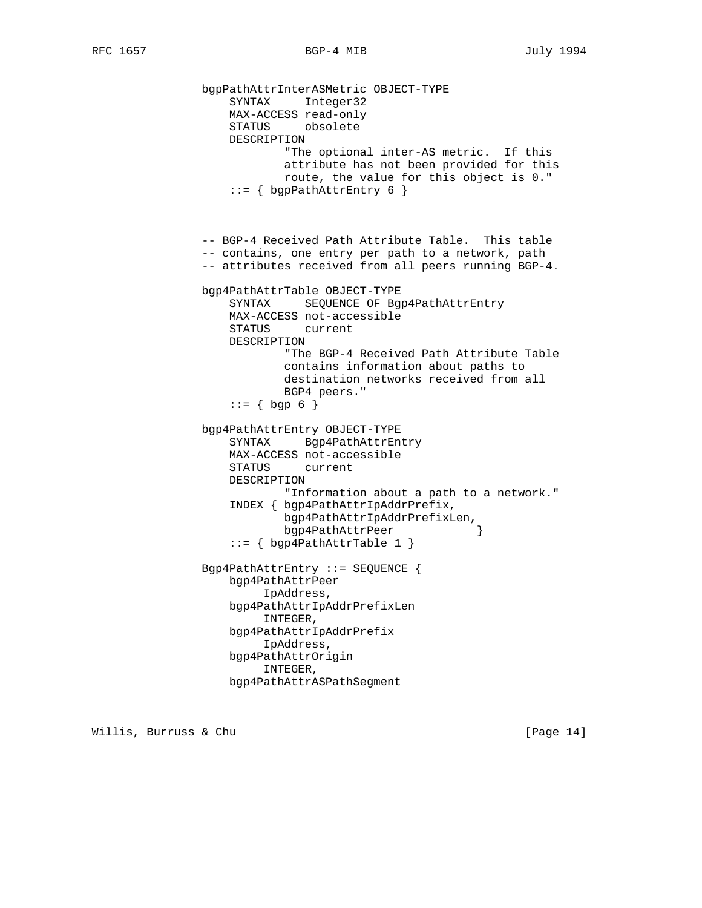```
bgpPathAttrInterASMetric OBJECT-TYPE
    SYNTAX     Integer32
    MAX-ACCESS read-only
    STATUS     obsolete
    DESCRIPTION
            "The optional inter-AS metric.  If this
            attribute has not been provided for this
            route, the value for this object is 0."
    ::= { bgpPathAttrEntry 6 }



-- BGP-4 Received Path Attribute Table.  This table
-- contains, one entry per path to a network, path
-- attributes received from all peers running BGP-4.

bgp4PathAttrTable OBJECT-TYPE
    SYNTAX     SEQUENCE OF Bgp4PathAttrEntry
    MAX-ACCESS not-accessible
    STATUS     current
    DESCRIPTION
            "The BGP-4 Received Path Attribute Table
            contains information about paths to
            destination networks received from all
            BGP4 peers."
    ::= { bgp 6 }

bgp4PathAttrEntry OBJECT-TYPE
    SYNTAX     Bgp4PathAttrEntry
    MAX-ACCESS not-accessible
    STATUS     current
    DESCRIPTION
            "Information about a path to a network."
    INDEX { bgp4PathAttrIpAddrPrefix,
            bgp4PathAttrIpAddrPrefixLen,
            bgp4PathAttrPeer            }
    ::= { bgp4PathAttrTable 1 }

Bgp4PathAttrEntry ::= SEQUENCE {
    bgp4PathAttrPeer
         IpAddress,
    bgp4PathAttrIpAddrPrefixLen
         INTEGER,
    bgp4PathAttrIpAddrPrefix
         IpAddress,
    bgp4PathAttrOrigin
         INTEGER,
    bgp4PathAttrASPathSegment
```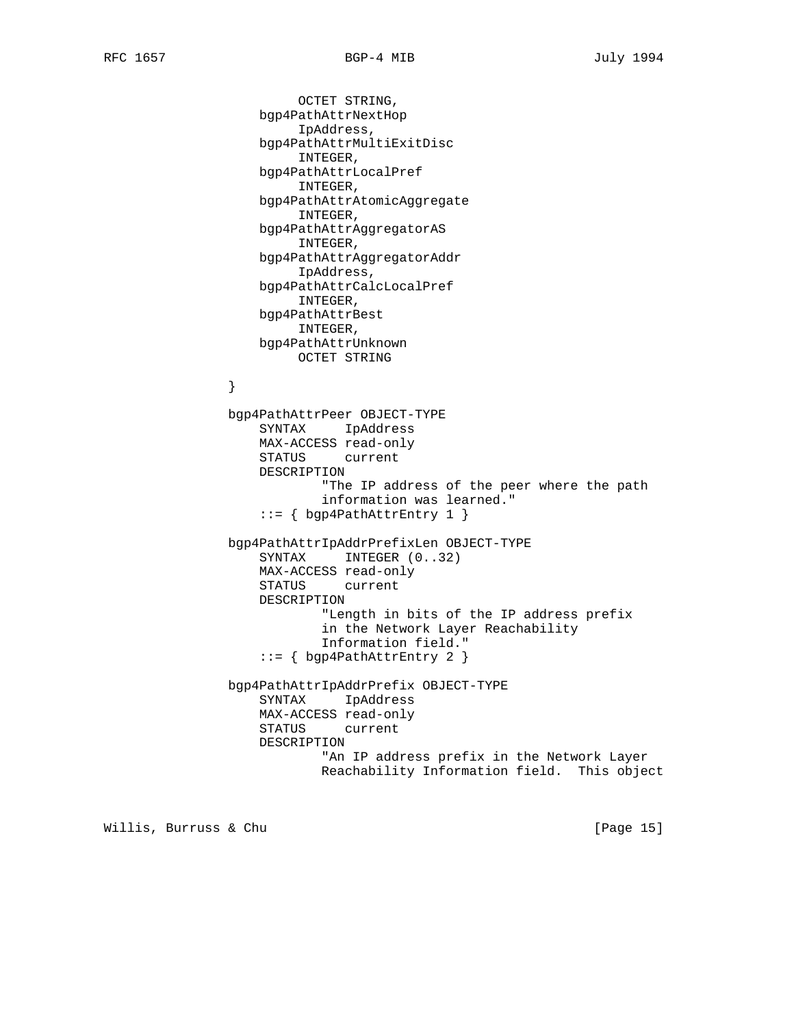```
                        OCTET STRING,
                    bgp4PathAttrNextHop
                        IpAddress,
                    bgp4PathAttrMultiExitDisc
                        INTEGER,
                    bgp4PathAttrLocalPref
                        INTEGER,
                    bgp4PathAttrAtomicAggregate
                        INTEGER,
                    bgp4PathAttrAggregatorAS
                        INTEGER,
                    bgp4PathAttrAggregatorAddr
                        IpAddress,
                    bgp4PathAttrCalcLocalPref
                        INTEGER,
                    bgp4PathAttrBest
                        INTEGER,
                    bgp4PathAttrUnknown
                        OCTET STRING

                }

                bgp4PathAttrPeer OBJECT-TYPE
                    SYNTAX     IpAddress
                    MAX-ACCESS read-only
                    STATUS     current
                    DESCRIPTION
                            "The IP address of the peer where the path
                            information was learned."
                    ::= { bgp4PathAttrEntry 1 }

                bgp4PathAttrIpAddrPrefixLen OBJECT-TYPE
                    SYNTAX     INTEGER (0..32)
                    MAX-ACCESS read-only
                    STATUS     current
                    DESCRIPTION
                            "Length in bits of the IP address prefix
                            in the Network Layer Reachability
                            Information field."
                    ::= { bgp4PathAttrEntry 2 }

                bgp4PathAttrIpAddrPrefix OBJECT-TYPE
                    SYNTAX     IpAddress
                    MAX-ACCESS read-only
                    STATUS     current
                    DESCRIPTION
                            "An IP address prefix in the Network Layer
                            Reachability Information field.  This object
```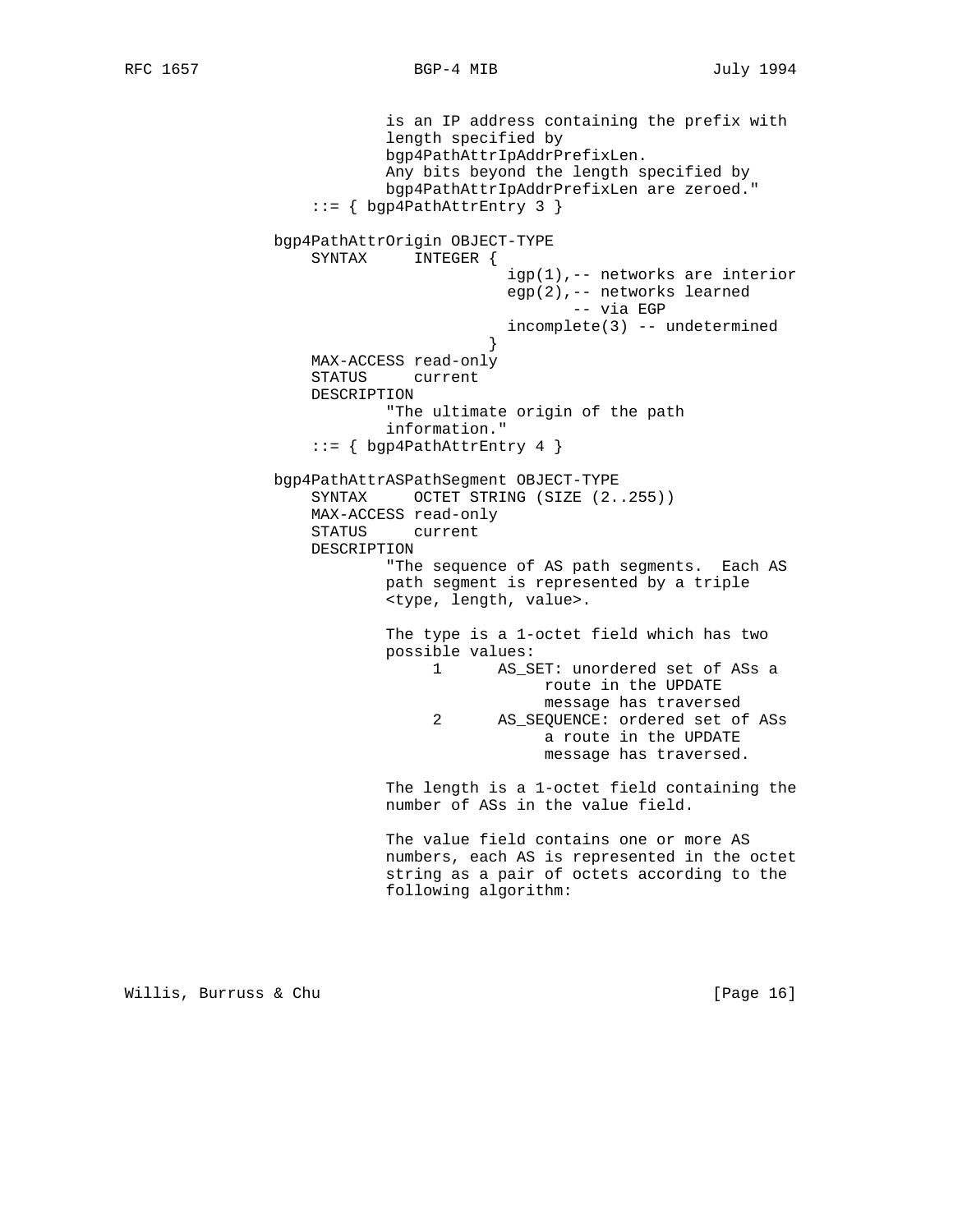```
                is an IP address containing the prefix with
                length specified by
                bgp4PathAttrIpAddrPrefixLen.
                Any bits beyond the length specified by
                bgp4PathAttrIpAddrPrefixLen are zeroed."
        ::= { bgp4PathAttrEntry 3 }

    bgp4PathAttrOrigin OBJECT-TYPE
        SYNTAX     INTEGER {
                       igp(1),-- networks are interior
                       egp(2),-- networks learned
                              -- via EGP
                       incomplete(3) -- undetermined
                     }
        MAX-ACCESS read-only
        STATUS     current
        DESCRIPTION
                "The ultimate origin of the path
                information."
        ::= { bgp4PathAttrEntry 4 }

    bgp4PathAttrASPathSegment OBJECT-TYPE
        SYNTAX     OCTET STRING (SIZE (2..255))
        MAX-ACCESS read-only
        STATUS     current
        DESCRIPTION
                "The sequence of AS path segments.  Each AS
                path segment is represented by a triple
                <type, length, value>.

                The type is a 1-octet field which has two
                possible values:
                     1      AS_SET: unordered set of ASs a
                                 route in the UPDATE
                                 message has traversed
                     2      AS_SEQUENCE: ordered set of ASs
                                 a route in the UPDATE
                                 message has traversed.

                The length is a 1-octet field containing the
                number of ASs in the value field.

                The value field contains one or more AS
                numbers, each AS is represented in the octet
                string as a pair of octets according to the
                following algorithm:
```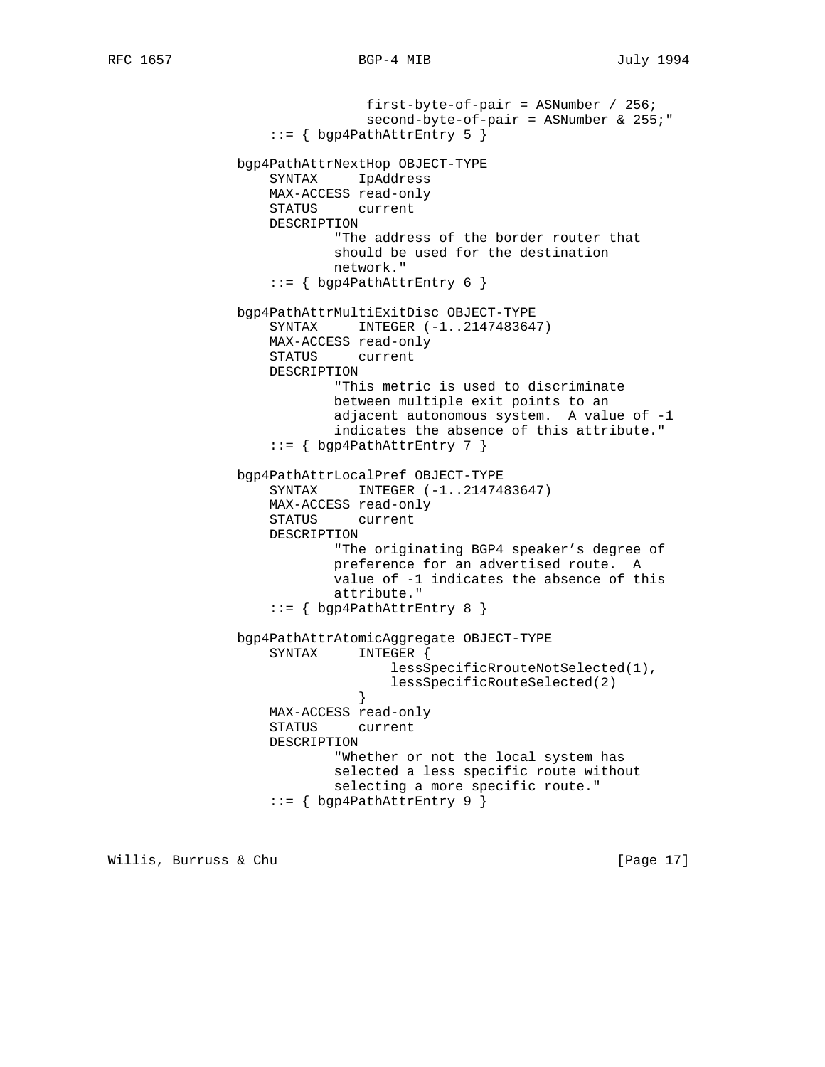```
                         first-byte-of-pair = ASNumber / 256;
                         second-byte-of-pair = ASNumber & 255;"
                ::= { bgp4PathAttrEntry 5 }

            bgp4PathAttrNextHop OBJECT-TYPE
                SYNTAX     IpAddress
                MAX-ACCESS read-only
                STATUS     current
                DESCRIPTION
                        "The address of the border router that
                        should be used for the destination
                        network."
                ::= { bgp4PathAttrEntry 6 }

            bgp4PathAttrMultiExitDisc OBJECT-TYPE
                SYNTAX     INTEGER (-1..2147483647)
                MAX-ACCESS read-only
                STATUS     current
                DESCRIPTION
                        "This metric is used to discriminate
                        between multiple exit points to an
                        adjacent autonomous system.  A value of -1
                        indicates the absence of this attribute."
                ::= { bgp4PathAttrEntry 7 }

            bgp4PathAttrLocalPref OBJECT-TYPE
                SYNTAX     INTEGER (-1..2147483647)
                MAX-ACCESS read-only
                STATUS     current
                DESCRIPTION
                        "The originating BGP4 speaker's degree of
                        preference for an advertised route.  A
                        value of -1 indicates the absence of this
                        attribute."
                ::= { bgp4PathAttrEntry 8 }

            bgp4PathAttrAtomicAggregate OBJECT-TYPE
                SYNTAX     INTEGER {
                               lessSpecificRrouteNotSelected(1),
                               lessSpecificRouteSelected(2)
                           }
                MAX-ACCESS read-only
                STATUS     current
                DESCRIPTION
                        "Whether or not the local system has
                        selected a less specific route without
                        selecting a more specific route."
                ::= { bgp4PathAttrEntry 9 }
```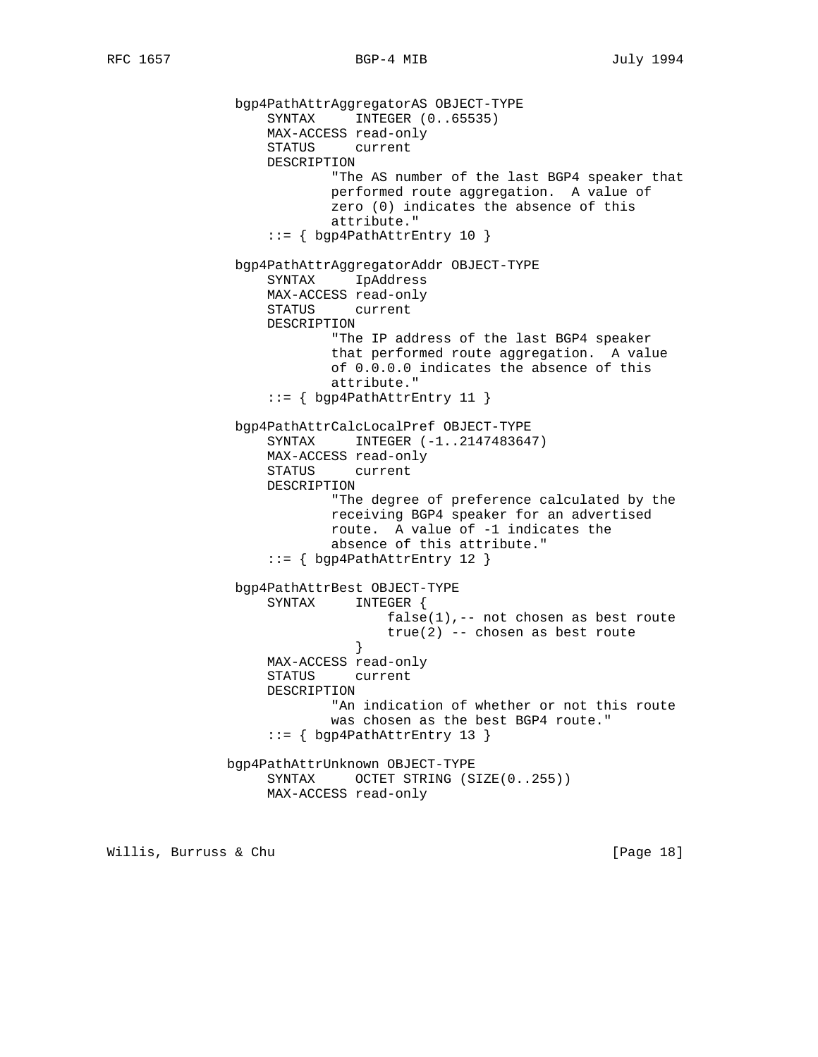```
bgp4PathAttrAggregatorAS OBJECT-TYPE
    SYNTAX     INTEGER (0..65535)
    MAX-ACCESS read-only
    STATUS     current
    DESCRIPTION
            "The AS number of the last BGP4 speaker that
            performed route aggregation.  A value of
            zero (0) indicates the absence of this
            attribute."
    ::= { bgp4PathAttrEntry 10 }

bgp4PathAttrAggregatorAddr OBJECT-TYPE
    SYNTAX     IpAddress
    MAX-ACCESS read-only
    STATUS     current
    DESCRIPTION
            "The IP address of the last BGP4 speaker
            that performed route aggregation.  A value
            of 0.0.0.0 indicates the absence of this
            attribute."
    ::= { bgp4PathAttrEntry 11 }

bgp4PathAttrCalcLocalPref OBJECT-TYPE
    SYNTAX     INTEGER (-1..2147483647)
    MAX-ACCESS read-only
    STATUS     current
    DESCRIPTION
            "The degree of preference calculated by the
            receiving BGP4 speaker for an advertised
            route.  A value of -1 indicates the
            absence of this attribute."
    ::= { bgp4PathAttrEntry 12 }

bgp4PathAttrBest OBJECT-TYPE
    SYNTAX     INTEGER {
                   false(1),-- not chosen as best route
                   true(2) -- chosen as best route
               }
    MAX-ACCESS read-only
    STATUS     current
    DESCRIPTION
            "An indication of whether or not this route
            was chosen as the best BGP4 route."
    ::= { bgp4PathAttrEntry 13 }

bgp4PathAttrUnknown OBJECT-TYPE
    SYNTAX     OCTET STRING (SIZE(0..255))
    MAX-ACCESS read-only
```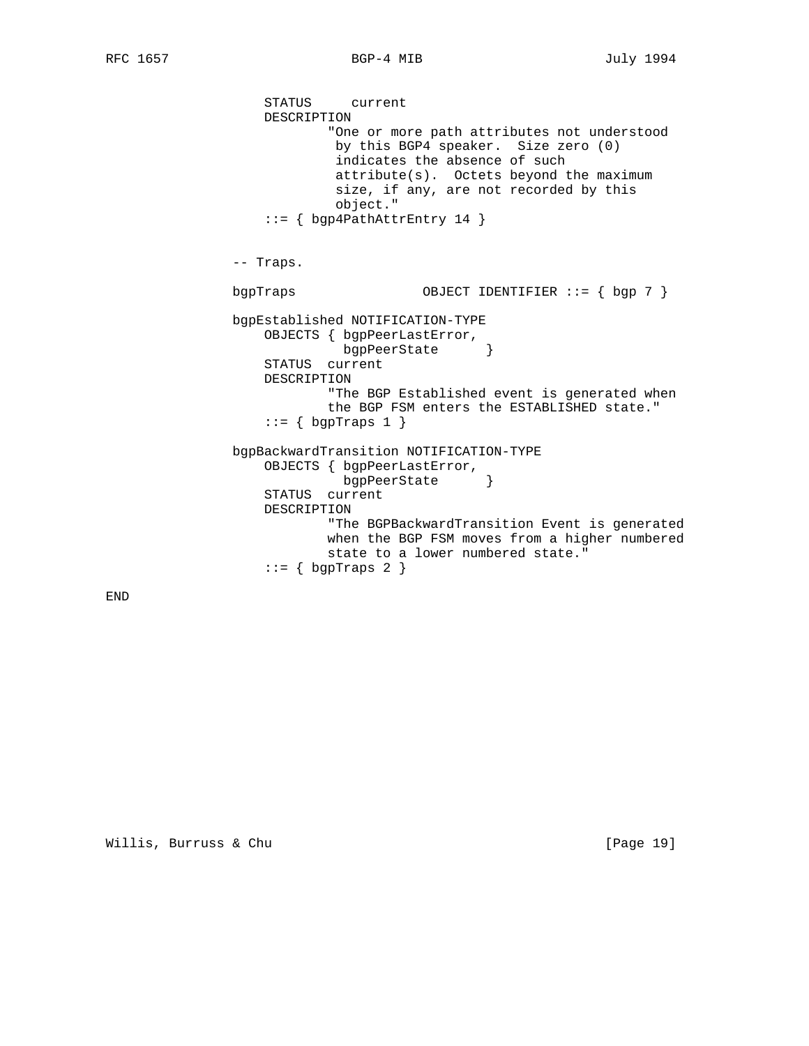```
                    STATUS     current
                    DESCRIPTION
                            "One or more path attributes not understood
                             by this BGP4 speaker.  Size zero (0)
                             indicates the absence of such
                             attribute(s).  Octets beyond the maximum
                             size, if any, are not recorded by this
                             object."
                    ::= { bgp4PathAttrEntry 14 }


                -- Traps.

                bgpTraps                OBJECT IDENTIFIER ::= { bgp 7 }

                bgpEstablished NOTIFICATION-TYPE
                    OBJECTS { bgpPeerLastError,
                              bgpPeerState      }
                    STATUS  current
                    DESCRIPTION
                            "The BGP Established event is generated when
                            the BGP FSM enters the ESTABLISHED state."
                    ::= { bgpTraps 1 }

                bgpBackwardTransition NOTIFICATION-TYPE
                    OBJECTS { bgpPeerLastError,
                              bgpPeerState      }
                    STATUS  current
                    DESCRIPTION
                            "The BGPBackwardTransition Event is generated
                            when the BGP FSM moves from a higher numbered
                            state to a lower numbered state."
                    ::= { bgpTraps 2 }

END
```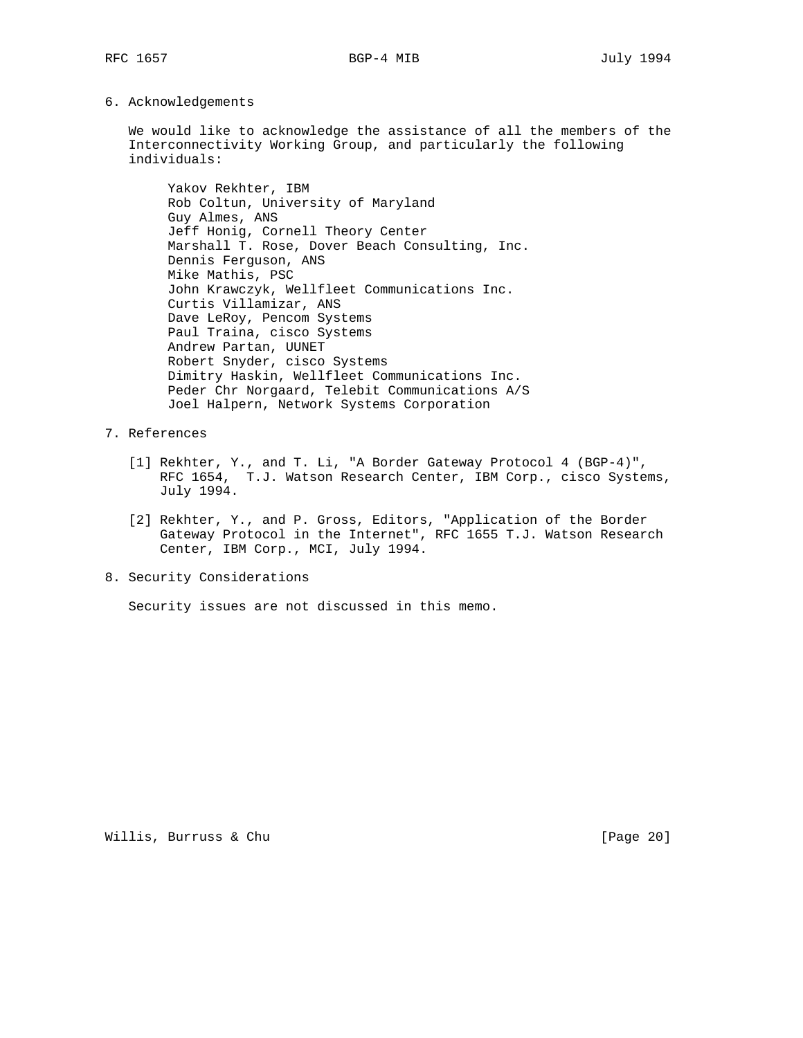## 6. Acknowledgements

We would like to acknowledge the assistance of all the members of the Interconnectivity Working Group, and particularly the following individuals:

Yakov Rekhter, IBM
Rob Coltun, University of Maryland
Guy Almes, ANS
Jeff Honig, Cornell Theory Center
Marshall T. Rose, Dover Beach Consulting, Inc.
Dennis Ferguson, ANS
Mike Mathis, PSC
John Krawczyk, Wellfleet Communications Inc.
Curtis Villamizar, ANS
Dave LeRoy, Pencom Systems
Paul Traina, cisco Systems
Andrew Partan, UUNET
Robert Snyder, cisco Systems
Dimitry Haskin, Wellfleet Communications Inc.
Peder Chr Norgaard, Telebit Communications A/S
Joel Halpern, Network Systems Corporation

## 7. References

[1] Rekhter, Y., and T. Li, "A Border Gateway Protocol 4 (BGP-4)", RFC 1654, T.J. Watson Research Center, IBM Corp., cisco Systems, July 1994.

[2] Rekhter, Y., and P. Gross, Editors, "Application of the Border Gateway Protocol in the Internet", RFC 1655 T.J. Watson Research Center, IBM Corp., MCI, July 1994.

## 8. Security Considerations

Security issues are not discussed in this memo.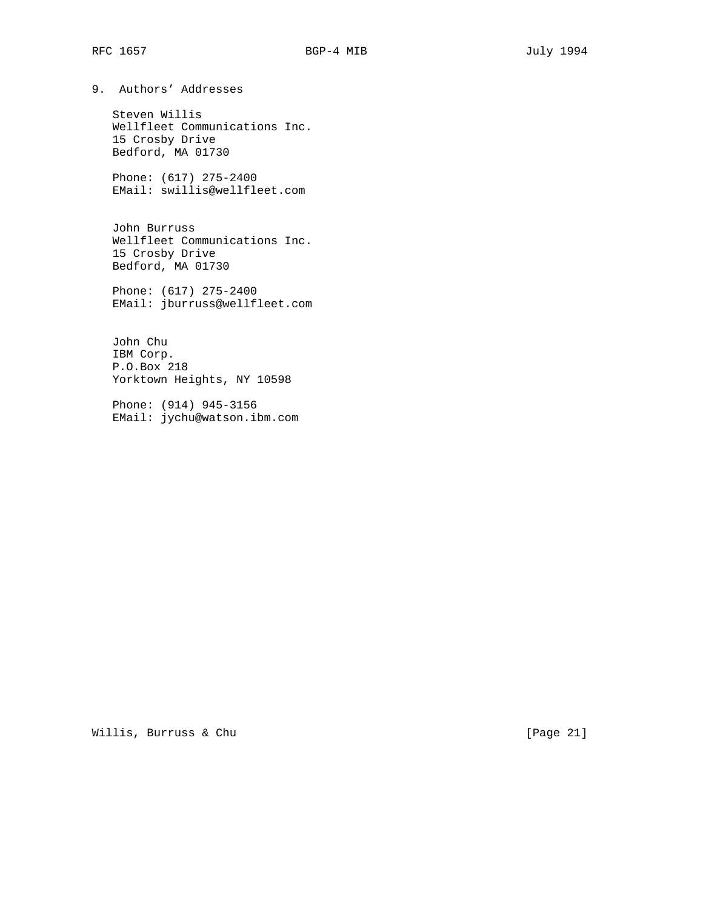## 9. Authors' Addresses

Steven Willis
Wellfleet Communications Inc.
15 Crosby Drive
Bedford, MA 01730

Phone: (617) 275-2400
EMail: swillis@wellfleet.com

John Burruss
Wellfleet Communications Inc.
15 Crosby Drive
Bedford, MA 01730

Phone: (617) 275-2400
EMail: jburruss@wellfleet.com

John Chu
IBM Corp.
P.O.Box 218
Yorktown Heights, NY 10598

Phone: (914) 945-3156
EMail: jychu@watson.ibm.com